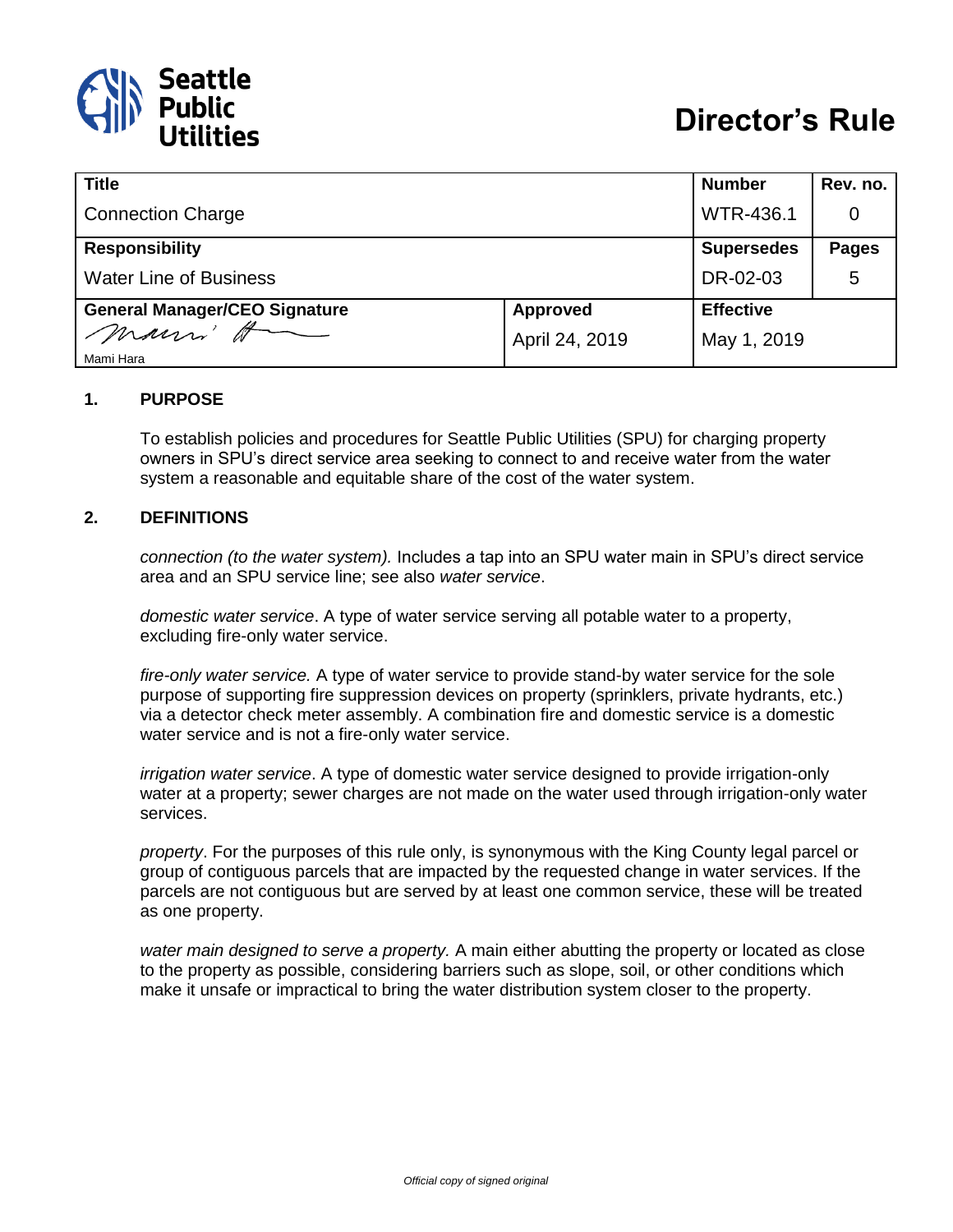Seattle Public Utilities

# Director's Rule

| Title | | Number | Rev. no. |
|---|---|---|---|
| Connection Charge | | WTR-436.1 | 0 |
| **Responsibility** | | **Supersedes** | **Pages** |
| Water Line of Business | | DR-02-03 | 5 |
| **General Manager/CEO Signature** | **Approved** | **Effective** | |
| Mami Hara | April 24, 2019 | May 1, 2019 | |

## 1. PURPOSE

To establish policies and procedures for Seattle Public Utilities (SPU) for charging property owners in SPU's direct service area seeking to connect to and receive water from the water system a reasonable and equitable share of the cost of the water system.

## 2. DEFINITIONS

*connection (to the water system).* Includes a tap into an SPU water main in SPU's direct service area and an SPU service line; see also *water service*.

*domestic water service*. A type of water service serving all potable water to a property, excluding fire-only water service.

*fire-only water service.* A type of water service to provide stand-by water service for the sole purpose of supporting fire suppression devices on property (sprinklers, private hydrants, etc.) via a detector check meter assembly. A combination fire and domestic service is a domestic water service and is not a fire-only water service.

*irrigation water service*. A type of domestic water service designed to provide irrigation-only water at a property; sewer charges are not made on the water used through irrigation-only water services.

*property*. For the purposes of this rule only, is synonymous with the King County legal parcel or group of contiguous parcels that are impacted by the requested change in water services. If the parcels are not contiguous but are served by at least one common service, these will be treated as one property.

*water main designed to serve a property.* A main either abutting the property or located as close to the property as possible, considering barriers such as slope, soil, or other conditions which make it unsafe or impractical to bring the water distribution system closer to the property.

*Official copy of signed original*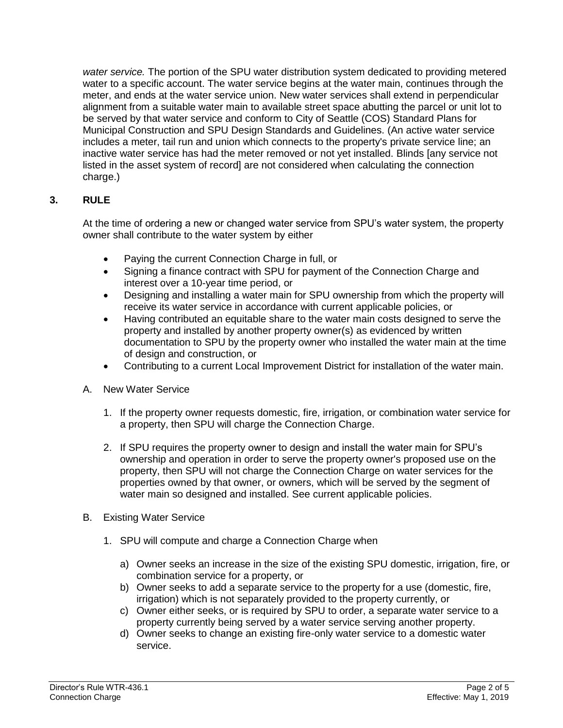*water service.* The portion of the SPU water distribution system dedicated to providing metered water to a specific account. The water service begins at the water main, continues through the meter, and ends at the water service union. New water services shall extend in perpendicular alignment from a suitable water main to available street space abutting the parcel or unit lot to be served by that water service and conform to City of Seattle (COS) Standard Plans for Municipal Construction and SPU Design Standards and Guidelines. (An active water service includes a meter, tail run and union which connects to the property's private service line; an inactive water service has had the meter removed or not yet installed. Blinds [any service not listed in the asset system of record] are not considered when calculating the connection charge.)

## 3. RULE

At the time of ordering a new or changed water service from SPU's water system, the property owner shall contribute to the water system by either

- Paying the current Connection Charge in full, or
- Signing a finance contract with SPU for payment of the Connection Charge and interest over a 10-year time period, or
- Designing and installing a water main for SPU ownership from which the property will receive its water service in accordance with current applicable policies, or
- Having contributed an equitable share to the water main costs designed to serve the property and installed by another property owner(s) as evidenced by written documentation to SPU by the property owner who installed the water main at the time of design and construction, or
- Contributing to a current Local Improvement District for installation of the water main.

A. New Water Service

1. If the property owner requests domestic, fire, irrigation, or combination water service for a property, then SPU will charge the Connection Charge.
2. If SPU requires the property owner to design and install the water main for SPU's ownership and operation in order to serve the property owner's proposed use on the property, then SPU will not charge the Connection Charge on water services for the properties owned by that owner, or owners, which will be served by the segment of water main so designed and installed. See current applicable policies.

B. Existing Water Service

1. SPU will compute and charge a Connection Charge when

   a) Owner seeks an increase in the size of the existing SPU domestic, irrigation, fire, or combination service for a property, or
   b) Owner seeks to add a separate service to the property for a use (domestic, fire, irrigation) which is not separately provided to the property currently, or
   c) Owner either seeks, or is required by SPU to order, a separate water service to a property currently being served by a water service serving another property.
   d) Owner seeks to change an existing fire-only water service to a domestic water service.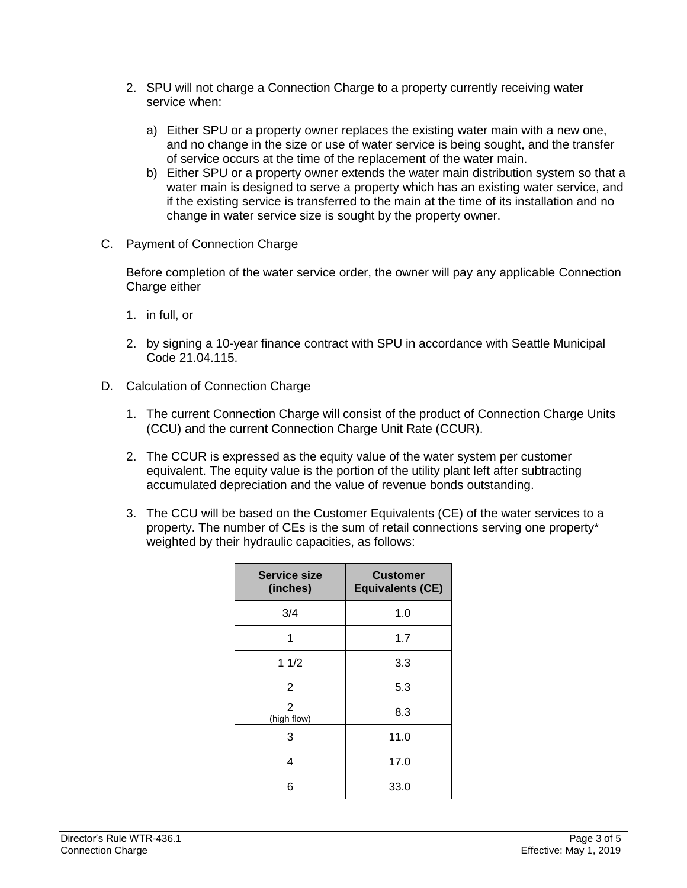2. SPU will not charge a Connection Charge to a property currently receiving water service when:

   a) Either SPU or a property owner replaces the existing water main with a new one, and no change in the size or use of water service is being sought, and the transfer of service occurs at the time of the replacement of the water main.

   b) Either SPU or a property owner extends the water main distribution system so that a water main is designed to serve a property which has an existing water service, and if the existing service is transferred to the main at the time of its installation and no change in water service size is sought by the property owner.

C. Payment of Connection Charge

   Before completion of the water service order, the owner will pay any applicable Connection Charge either

   1. in full, or

   2. by signing a 10-year finance contract with SPU in accordance with Seattle Municipal Code 21.04.115.

D. Calculation of Connection Charge

   1. The current Connection Charge will consist of the product of Connection Charge Units (CCU) and the current Connection Charge Unit Rate (CCUR).

   2. The CCUR is expressed as the equity value of the water system per customer equivalent. The equity value is the portion of the utility plant left after subtracting accumulated depreciation and the value of revenue bonds outstanding.

   3. The CCU will be based on the Customer Equivalents (CE) of the water services to a property. The number of CEs is the sum of retail connections serving one property* weighted by their hydraulic capacities, as follows:

| Service size (inches) | Customer Equivalents (CE) |
|---|---|
| 3/4 | 1.0 |
| 1 | 1.7 |
| 1 1/2 | 3.3 |
| 2 | 5.3 |
| 2 (high flow) | 8.3 |
| 3 | 11.0 |
| 4 | 17.0 |
| 6 | 33.0 |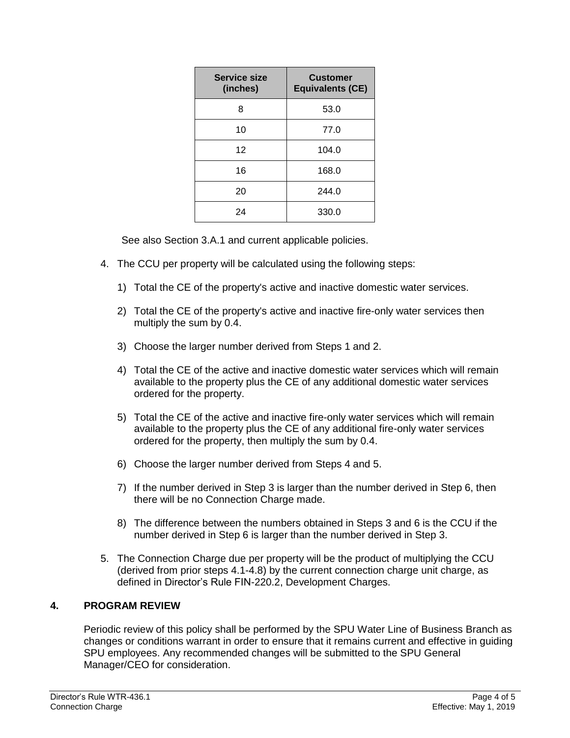| Service size (inches) | Customer Equivalents (CE) |
|---|---|
| 8 | 53.0 |
| 10 | 77.0 |
| 12 | 104.0 |
| 16 | 168.0 |
| 20 | 244.0 |
| 24 | 330.0 |

See also Section 3.A.1 and current applicable policies.

4. The CCU per property will be calculated using the following steps:

   1) Total the CE of the property's active and inactive domestic water services.

   2) Total the CE of the property's active and inactive fire-only water services then multiply the sum by 0.4.

   3) Choose the larger number derived from Steps 1 and 2.

   4) Total the CE of the active and inactive domestic water services which will remain available to the property plus the CE of any additional domestic water services ordered for the property.

   5) Total the CE of the active and inactive fire-only water services which will remain available to the property plus the CE of any additional fire-only water services ordered for the property, then multiply the sum by 0.4.

   6) Choose the larger number derived from Steps 4 and 5.

   7) If the number derived in Step 3 is larger than the number derived in Step 6, then there will be no Connection Charge made.

   8) The difference between the numbers obtained in Steps 3 and 6 is the CCU if the number derived in Step 6 is larger than the number derived in Step 3.

5. The Connection Charge due per property will be the product of multiplying the CCU (derived from prior steps 4.1-4.8) by the current connection charge unit charge, as defined in Director's Rule FIN-220.2, Development Charges.

## 4. PROGRAM REVIEW

Periodic review of this policy shall be performed by the SPU Water Line of Business Branch as changes or conditions warrant in order to ensure that it remains current and effective in guiding SPU employees. Any recommended changes will be submitted to the SPU General Manager/CEO for consideration.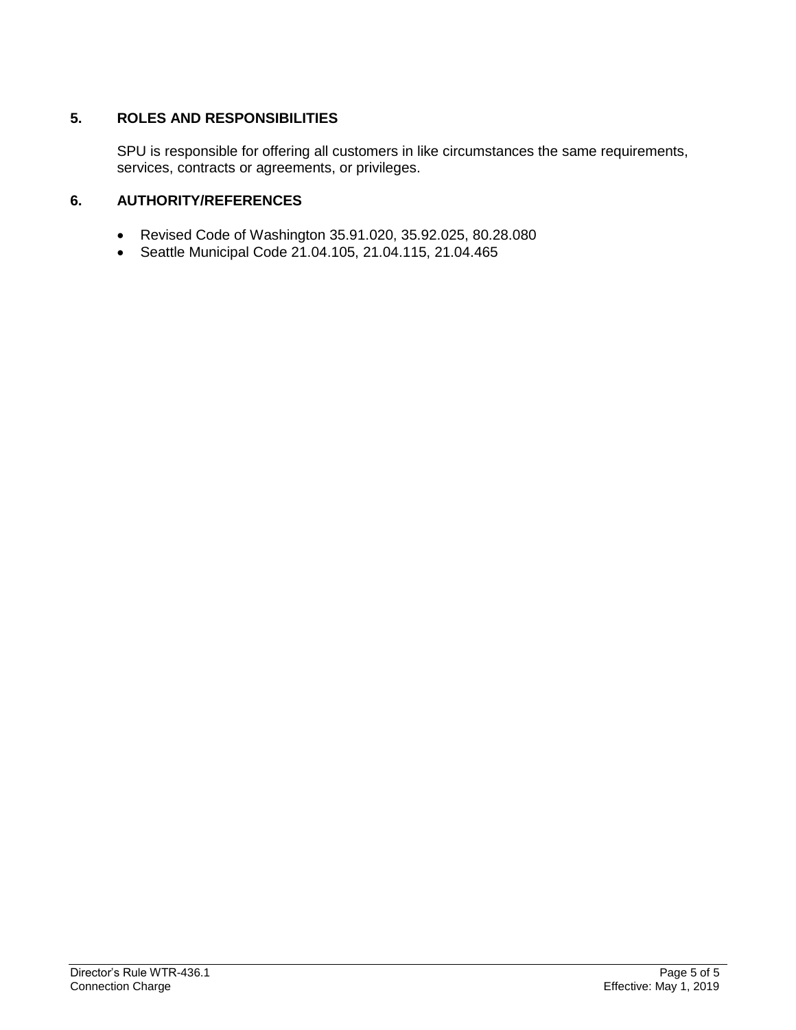## 5. ROLES AND RESPONSIBILITIES

SPU is responsible for offering all customers in like circumstances the same requirements, services, contracts or agreements, or privileges.

## 6. AUTHORITY/REFERENCES

- Revised Code of Washington 35.91.020, 35.92.025, 80.28.080
- Seattle Municipal Code 21.04.105, 21.04.115, 21.04.465